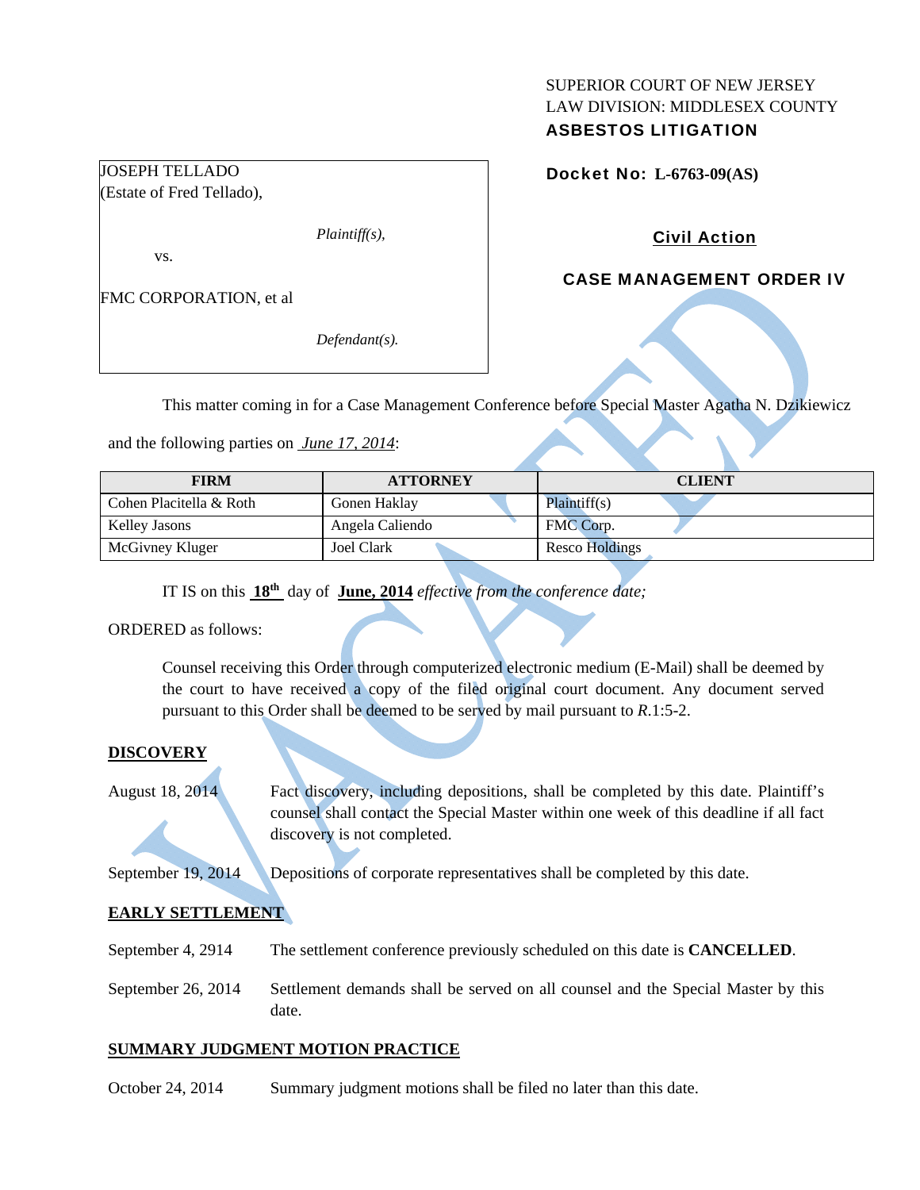SUPERIOR COURT OF NEW JERSEY
LAW DIVISION: MIDDLESEX COUNTY
**ASBESTOS LITIGATION**

| | |
|---|---|
| JOSEPH TELLADO (Estate of Fred Tellado), *Plaintiff(s),* vs. FMC CORPORATION, et al *Defendant(s).* | **Docket No: L-6763-09(AS)** |

**Civil Action**

**CASE MANAGEMENT ORDER IV**

VACATED

This matter coming in for a Case Management Conference before Special Master Agatha N. Dzikiewicz and the following parties on *June 17, 2014*:

| FIRM | ATTORNEY | CLIENT |
|---|---|---|
| Cohen Placitella & Roth | Gonen Haklay | Plaintiff(s) |
| Kelley Jasons | Angela Caliendo | FMC Corp. |
| McGivney Kluger | Joel Clark | Resco Holdings |

IT IS on this **18th** day of **June, 2014** *effective from the conference date;*

ORDERED as follows:

Counsel receiving this Order through computerized electronic medium (E-Mail) shall be deemed by the court to have received a copy of the filed original court document. Any document served pursuant to this Order shall be deemed to be served by mail pursuant to *R*.1:5-2.

**DISCOVERY**

August 18, 2014 — Fact discovery, including depositions, shall be completed by this date. Plaintiff's counsel shall contact the Special Master within one week of this deadline if all fact discovery is not completed.

September 19, 2014 — Depositions of corporate representatives shall be completed by this date.

**EARLY SETTLEMENT**

September 4, 2914 — The settlement conference previously scheduled on this date is **CANCELLED**.

September 26, 2014 — Settlement demands shall be served on all counsel and the Special Master by this date.

**SUMMARY JUDGMENT MOTION PRACTICE**

October 24, 2014 — Summary judgment motions shall be filed no later than this date.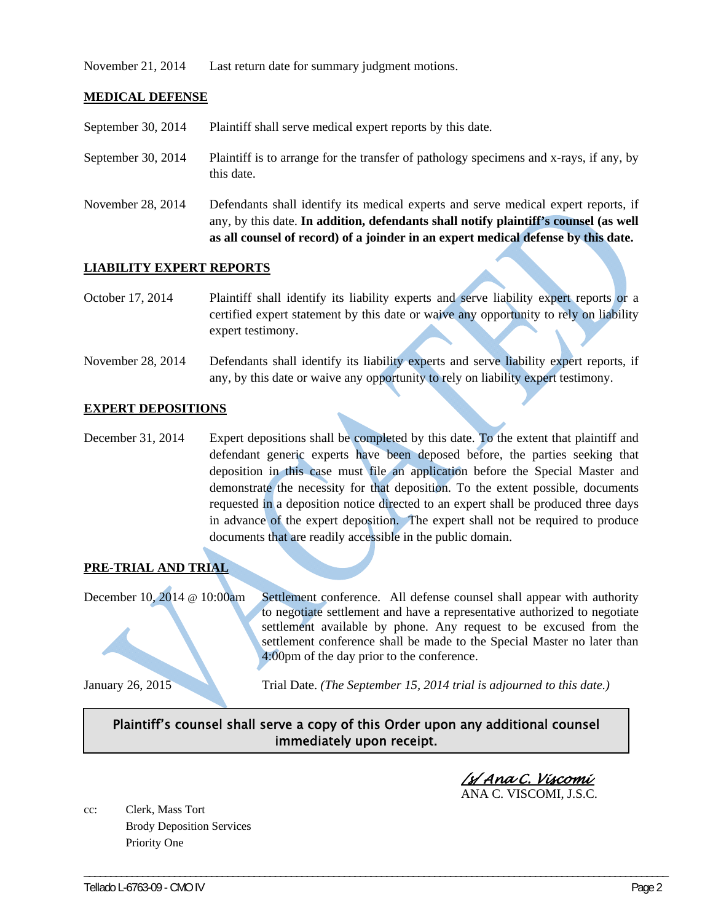| | |
|---|---|
| November 21, 2014 | Last return date for summary judgment motions. |

**MEDICAL DEFENSE**

| | |
|---|---|
| September 30, 2014 | Plaintiff shall serve medical expert reports by this date. |
| September 30, 2014 | Plaintiff is to arrange for the transfer of pathology specimens and x-rays, if any, by this date. |
| November 28, 2014 | Defendants shall identify its medical experts and serve medical expert reports, if any, by this date. **In addition, defendants shall notify plaintiff's counsel (as well as all counsel of record) of a joinder in an expert medical defense by this date.** |

**LIABILITY EXPERT REPORTS**

| | |
|---|---|
| October 17, 2014 | Plaintiff shall identify its liability experts and serve liability expert reports or a certified expert statement by this date or waive any opportunity to rely on liability expert testimony. |
| November 28, 2014 | Defendants shall identify its liability experts and serve liability expert reports, if any, by this date or waive any opportunity to rely on liability expert testimony. |

**EXPERT DEPOSITIONS**

| | |
|---|---|
| December 31, 2014 | Expert depositions shall be completed by this date. To the extent that plaintiff and defendant generic experts have been deposed before, the parties seeking that deposition in this case must file an application before the Special Master and demonstrate the necessity for that deposition. To the extent possible, documents requested in a deposition notice directed to an expert shall be produced three days in advance of the expert deposition. The expert shall not be required to produce documents that are readily accessible in the public domain. |

**PRE-TRIAL AND TRIAL**

| | |
|---|---|
| December 10, 2014 @ 10:00am | Settlement conference. All defense counsel shall appear with authority to negotiate settlement and have a representative authorized to negotiate settlement available by phone. Any request to be excused from the settlement conference shall be made to the Special Master no later than 4:00pm of the day prior to the conference. |
| January 26, 2015 | Trial Date. *(The September 15, 2014 trial is adjourned to this date.)* |

**Plaintiff's counsel shall serve a copy of this Order upon any additional counsel immediately upon receipt.**

*/s/ Ana C. Viscomi*
ANA C. VISCOMI, J.S.C.

cc: Clerk, Mass Tort
Brody Deposition Services
Priority One

VACATED